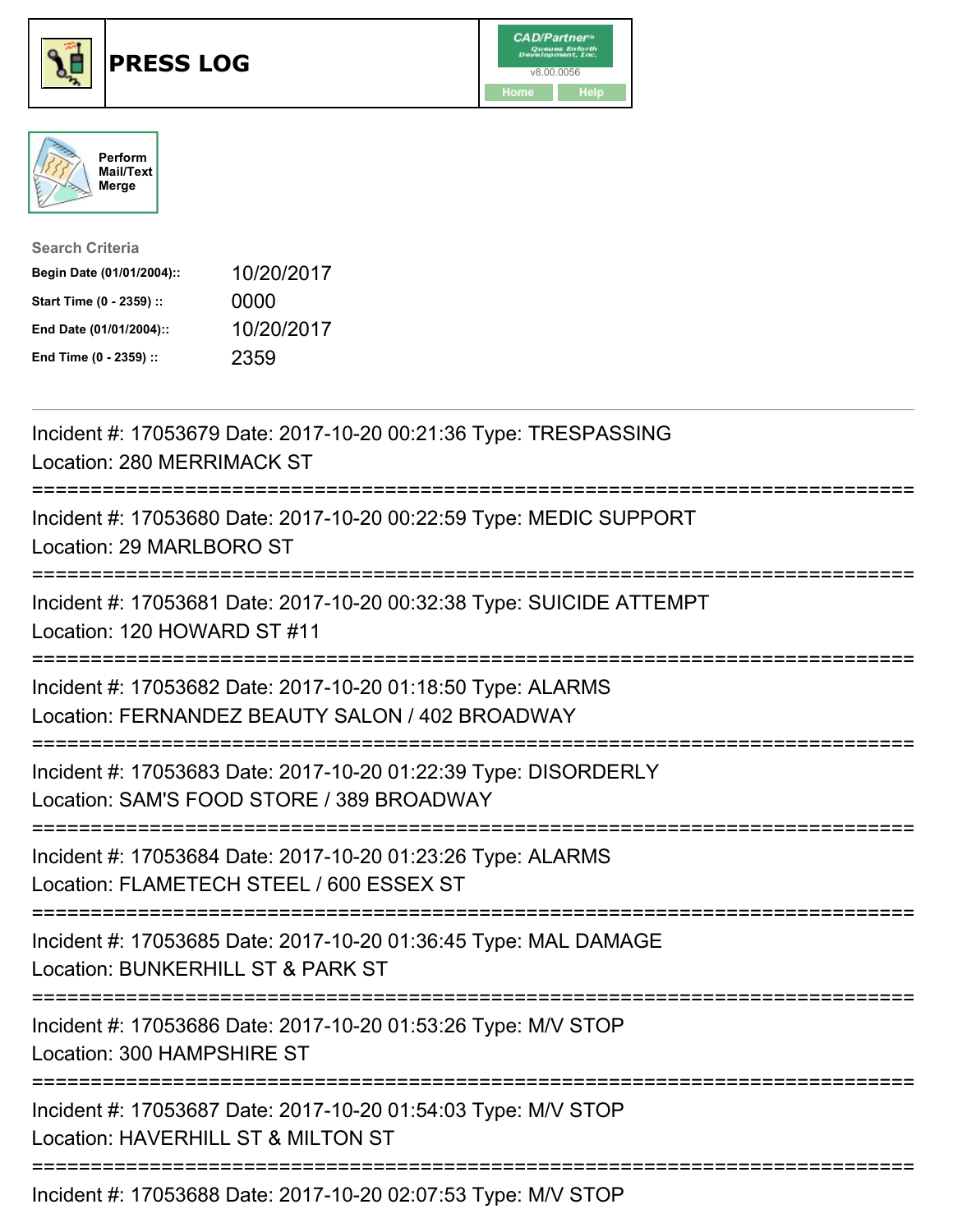# PRESS LOG

Perform Mail/Text Merge

**Search Criteria**

| | |
|---|---|
| **Begin Date (01/01/2004)::** | 10/20/2017 |
| **Start Time (0 - 2359) ::** | 0000 |
| **End Date (01/01/2004)::** | 10/20/2017 |
| **End Time (0 - 2359) ::** | 2359 |

Incident #: 17053679 Date: 2017-10-20 00:21:36 Type: TRESPASSING
Location: 280 MERRIMACK ST

===========================================================================

Incident #: 17053680 Date: 2017-10-20 00:22:59 Type: MEDIC SUPPORT
Location: 29 MARLBORO ST

===========================================================================

Incident #: 17053681 Date: 2017-10-20 00:32:38 Type: SUICIDE ATTEMPT
Location: 120 HOWARD ST #11

===========================================================================

Incident #: 17053682 Date: 2017-10-20 01:18:50 Type: ALARMS
Location: FERNANDEZ BEAUTY SALON / 402 BROADWAY

===========================================================================

Incident #: 17053683 Date: 2017-10-20 01:22:39 Type: DISORDERLY
Location: SAM'S FOOD STORE / 389 BROADWAY

===========================================================================

Incident #: 17053684 Date: 2017-10-20 01:23:26 Type: ALARMS
Location: FLAMETECH STEEL / 600 ESSEX ST

===========================================================================

Incident #: 17053685 Date: 2017-10-20 01:36:45 Type: MAL DAMAGE
Location: BUNKERHILL ST & PARK ST

===========================================================================

Incident #: 17053686 Date: 2017-10-20 01:53:26 Type: M/V STOP
Location: 300 HAMPSHIRE ST

===========================================================================

Incident #: 17053687 Date: 2017-10-20 01:54:03 Type: M/V STOP
Location: HAVERHILL ST & MILTON ST

===========================================================================

Incident #: 17053688 Date: 2017-10-20 02:07:53 Type: M/V STOP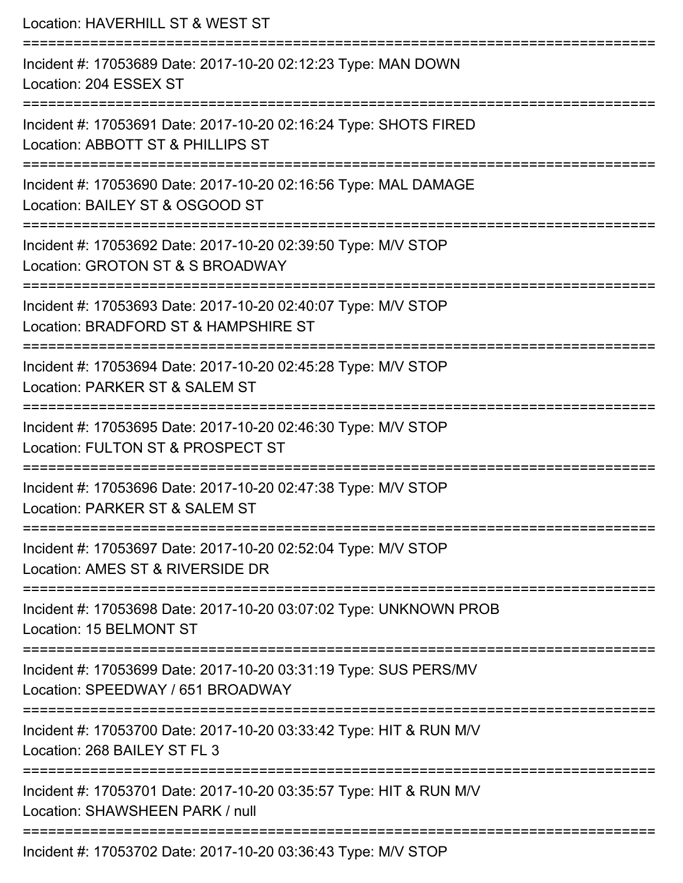Location: HAVERHILL ST & WEST ST

===========================================================================

Incident #: 17053689 Date: 2017-10-20 02:12:23 Type: MAN DOWN
Location: 204 ESSEX ST

===========================================================================

Incident #: 17053691 Date: 2017-10-20 02:16:24 Type: SHOTS FIRED
Location: ABBOTT ST & PHILLIPS ST

===========================================================================

Incident #: 17053690 Date: 2017-10-20 02:16:56 Type: MAL DAMAGE
Location: BAILEY ST & OSGOOD ST

===========================================================================

Incident #: 17053692 Date: 2017-10-20 02:39:50 Type: M/V STOP
Location: GROTON ST & S BROADWAY

===========================================================================

Incident #: 17053693 Date: 2017-10-20 02:40:07 Type: M/V STOP
Location: BRADFORD ST & HAMPSHIRE ST

===========================================================================

Incident #: 17053694 Date: 2017-10-20 02:45:28 Type: M/V STOP
Location: PARKER ST & SALEM ST

===========================================================================

Incident #: 17053695 Date: 2017-10-20 02:46:30 Type: M/V STOP
Location: FULTON ST & PROSPECT ST

===========================================================================

Incident #: 17053696 Date: 2017-10-20 02:47:38 Type: M/V STOP
Location: PARKER ST & SALEM ST

===========================================================================

Incident #: 17053697 Date: 2017-10-20 02:52:04 Type: M/V STOP
Location: AMES ST & RIVERSIDE DR

===========================================================================

Incident #: 17053698 Date: 2017-10-20 03:07:02 Type: UNKNOWN PROB
Location: 15 BELMONT ST

===========================================================================

Incident #: 17053699 Date: 2017-10-20 03:31:19 Type: SUS PERS/MV
Location: SPEEDWAY / 651 BROADWAY

===========================================================================

Incident #: 17053700 Date: 2017-10-20 03:33:42 Type: HIT & RUN M/V
Location: 268 BAILEY ST FL 3

===========================================================================

Incident #: 17053701 Date: 2017-10-20 03:35:57 Type: HIT & RUN M/V
Location: SHAWSHEEN PARK / null

===========================================================================

Incident #: 17053702 Date: 2017-10-20 03:36:43 Type: M/V STOP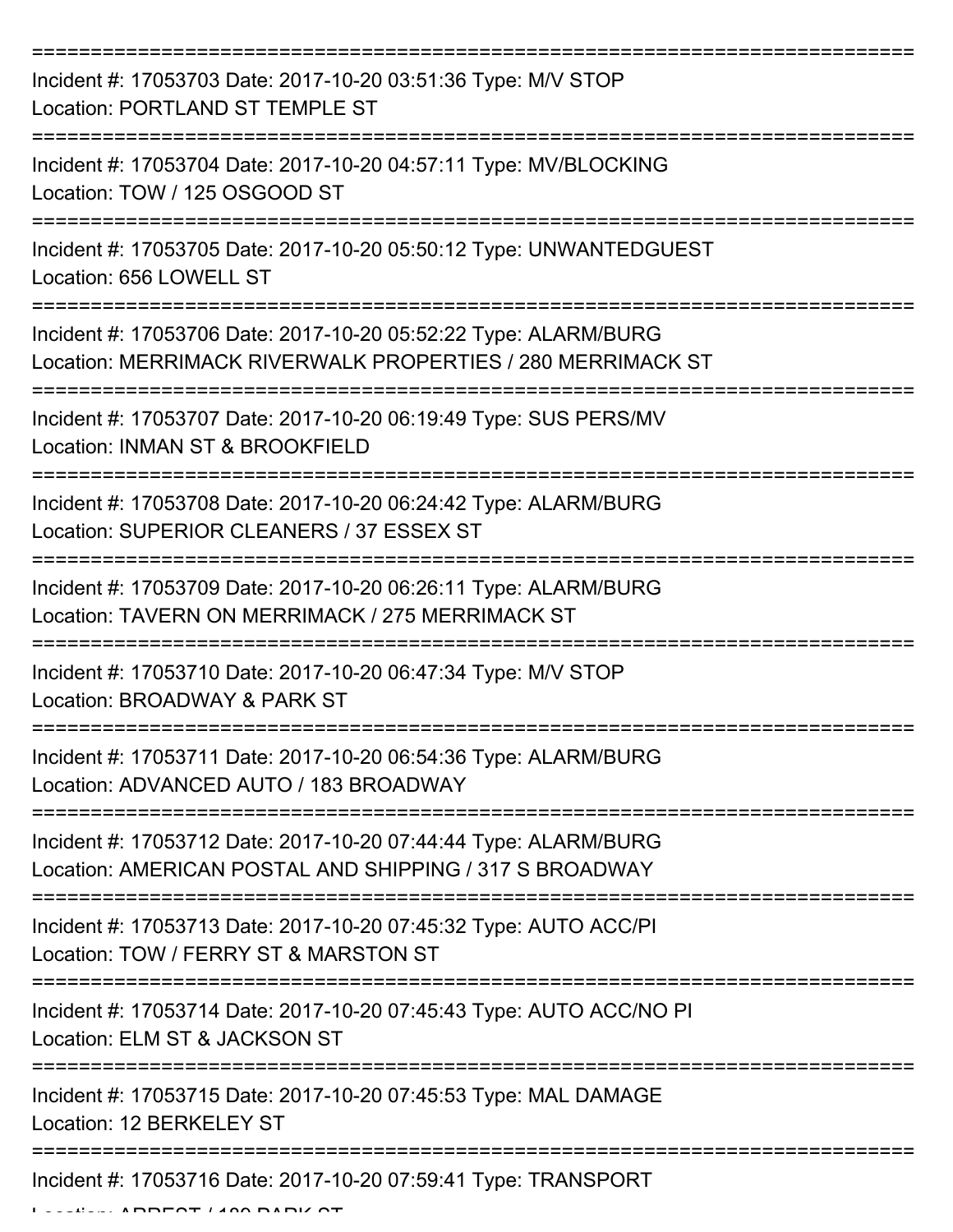===========================================================================
Incident #: 17053703 Date: 2017-10-20 03:51:36 Type: M/V STOP
Location: PORTLAND ST TEMPLE ST
===========================================================================
Incident #: 17053704 Date: 2017-10-20 04:57:11 Type: MV/BLOCKING
Location: TOW / 125 OSGOOD ST
===========================================================================
Incident #: 17053705 Date: 2017-10-20 05:50:12 Type: UNWANTEDGUEST
Location: 656 LOWELL ST
===========================================================================
Incident #: 17053706 Date: 2017-10-20 05:52:22 Type: ALARM/BURG
Location: MERRIMACK RIVERWALK PROPERTIES / 280 MERRIMACK ST
===========================================================================
Incident #: 17053707 Date: 2017-10-20 06:19:49 Type: SUS PERS/MV
Location: INMAN ST & BROOKFIELD
===========================================================================
Incident #: 17053708 Date: 2017-10-20 06:24:42 Type: ALARM/BURG
Location: SUPERIOR CLEANERS / 37 ESSEX ST
===========================================================================
Incident #: 17053709 Date: 2017-10-20 06:26:11 Type: ALARM/BURG
Location: TAVERN ON MERRIMACK / 275 MERRIMACK ST
===========================================================================
Incident #: 17053710 Date: 2017-10-20 06:47:34 Type: M/V STOP
Location: BROADWAY & PARK ST
===========================================================================
Incident #: 17053711 Date: 2017-10-20 06:54:36 Type: ALARM/BURG
Location: ADVANCED AUTO / 183 BROADWAY
===========================================================================
Incident #: 17053712 Date: 2017-10-20 07:44:44 Type: ALARM/BURG
Location: AMERICAN POSTAL AND SHIPPING / 317 S BROADWAY
===========================================================================
Incident #: 17053713 Date: 2017-10-20 07:45:32 Type: AUTO ACC/PI
Location: TOW / FERRY ST & MARSTON ST
===========================================================================
Incident #: 17053714 Date: 2017-10-20 07:45:43 Type: AUTO ACC/NO PI
Location: ELM ST & JACKSON ST
===========================================================================
Incident #: 17053715 Date: 2017-10-20 07:45:53 Type: MAL DAMAGE
Location: 12 BERKELEY ST
===========================================================================
Incident #: 17053716 Date: 2017-10-20 07:59:41 Type: TRANSPORT
Location: ARREST / 180 PARK ST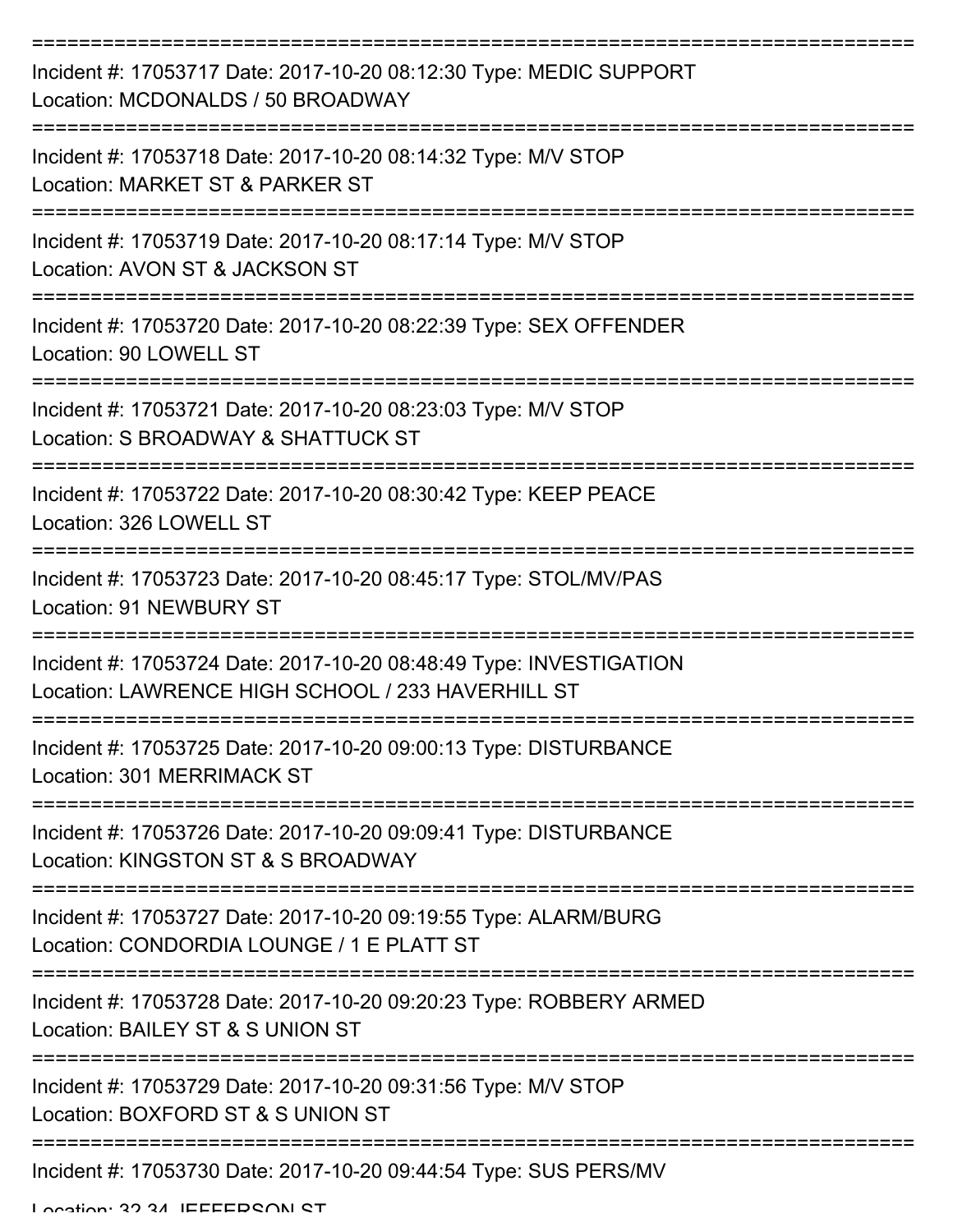===========================================================================

Incident #: 17053717 Date: 2017-10-20 08:12:30 Type: MEDIC SUPPORT
Location: MCDONALDS / 50 BROADWAY

===========================================================================

Incident #: 17053718 Date: 2017-10-20 08:14:32 Type: M/V STOP
Location: MARKET ST & PARKER ST

===========================================================================

Incident #: 17053719 Date: 2017-10-20 08:17:14 Type: M/V STOP
Location: AVON ST & JACKSON ST

===========================================================================

Incident #: 17053720 Date: 2017-10-20 08:22:39 Type: SEX OFFENDER
Location: 90 LOWELL ST

===========================================================================

Incident #: 17053721 Date: 2017-10-20 08:23:03 Type: M/V STOP
Location: S BROADWAY & SHATTUCK ST

===========================================================================

Incident #: 17053722 Date: 2017-10-20 08:30:42 Type: KEEP PEACE
Location: 326 LOWELL ST

===========================================================================

Incident #: 17053723 Date: 2017-10-20 08:45:17 Type: STOL/MV/PAS
Location: 91 NEWBURY ST

===========================================================================

Incident #: 17053724 Date: 2017-10-20 08:48:49 Type: INVESTIGATION
Location: LAWRENCE HIGH SCHOOL / 233 HAVERHILL ST

===========================================================================

Incident #: 17053725 Date: 2017-10-20 09:00:13 Type: DISTURBANCE
Location: 301 MERRIMACK ST

===========================================================================

Incident #: 17053726 Date: 2017-10-20 09:09:41 Type: DISTURBANCE
Location: KINGSTON ST & S BROADWAY

===========================================================================

Incident #: 17053727 Date: 2017-10-20 09:19:55 Type: ALARM/BURG
Location: CONDORDIA LOUNGE / 1 E PLATT ST

===========================================================================

Incident #: 17053728 Date: 2017-10-20 09:20:23 Type: ROBBERY ARMED
Location: BAILEY ST & S UNION ST

===========================================================================

Incident #: 17053729 Date: 2017-10-20 09:31:56 Type: M/V STOP
Location: BOXFORD ST & S UNION ST

===========================================================================

Incident #: 17053730 Date: 2017-10-20 09:44:54 Type: SUS PERS/MV
Location: 32-34 JEFFERSON ST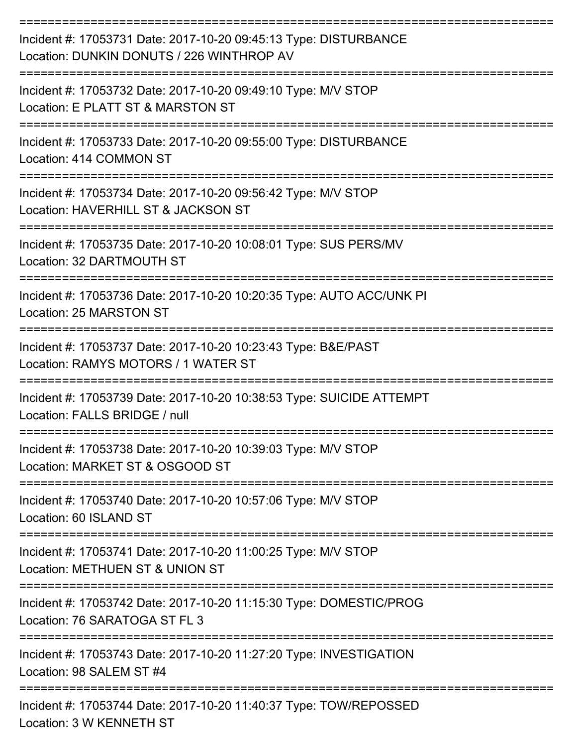===========================================================================

Incident #: 17053731 Date: 2017-10-20 09:45:13 Type: DISTURBANCE
Location: DUNKIN DONUTS / 226 WINTHROP AV

===========================================================================

Incident #: 17053732 Date: 2017-10-20 09:49:10 Type: M/V STOP
Location: E PLATT ST & MARSTON ST

===========================================================================

Incident #: 17053733 Date: 2017-10-20 09:55:00 Type: DISTURBANCE
Location: 414 COMMON ST

===========================================================================

Incident #: 17053734 Date: 2017-10-20 09:56:42 Type: M/V STOP
Location: HAVERHILL ST & JACKSON ST

===========================================================================

Incident #: 17053735 Date: 2017-10-20 10:08:01 Type: SUS PERS/MV
Location: 32 DARTMOUTH ST

===========================================================================

Incident #: 17053736 Date: 2017-10-20 10:20:35 Type: AUTO ACC/UNK PI
Location: 25 MARSTON ST

===========================================================================

Incident #: 17053737 Date: 2017-10-20 10:23:43 Type: B&E/PAST
Location: RAMYS MOTORS / 1 WATER ST

===========================================================================

Incident #: 17053739 Date: 2017-10-20 10:38:53 Type: SUICIDE ATTEMPT
Location: FALLS BRIDGE / null

===========================================================================

Incident #: 17053738 Date: 2017-10-20 10:39:03 Type: M/V STOP
Location: MARKET ST & OSGOOD ST

===========================================================================

Incident #: 17053740 Date: 2017-10-20 10:57:06 Type: M/V STOP
Location: 60 ISLAND ST

===========================================================================

Incident #: 17053741 Date: 2017-10-20 11:00:25 Type: M/V STOP
Location: METHUEN ST & UNION ST

===========================================================================

Incident #: 17053742 Date: 2017-10-20 11:15:30 Type: DOMESTIC/PROG
Location: 76 SARATOGA ST FL 3

===========================================================================

Incident #: 17053743 Date: 2017-10-20 11:27:20 Type: INVESTIGATION
Location: 98 SALEM ST #4

===========================================================================

Incident #: 17053744 Date: 2017-10-20 11:40:37 Type: TOW/REPOSSED
Location: 3 W KENNETH ST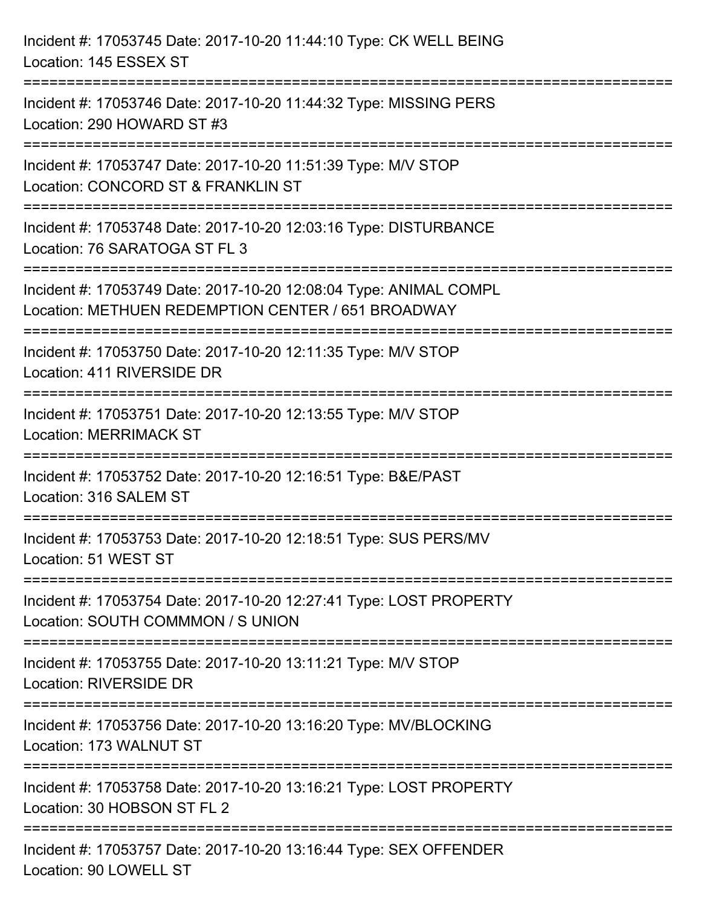Incident #: 17053745 Date: 2017-10-20 11:44:10 Type: CK WELL BEING
Location: 145 ESSEX ST

===========================================================================

Incident #: 17053746 Date: 2017-10-20 11:44:32 Type: MISSING PERS
Location: 290 HOWARD ST #3

===========================================================================

Incident #: 17053747 Date: 2017-10-20 11:51:39 Type: M/V STOP
Location: CONCORD ST & FRANKLIN ST

===========================================================================

Incident #: 17053748 Date: 2017-10-20 12:03:16 Type: DISTURBANCE
Location: 76 SARATOGA ST FL 3

===========================================================================

Incident #: 17053749 Date: 2017-10-20 12:08:04 Type: ANIMAL COMPL
Location: METHUEN REDEMPTION CENTER / 651 BROADWAY

===========================================================================

Incident #: 17053750 Date: 2017-10-20 12:11:35 Type: M/V STOP
Location: 411 RIVERSIDE DR

===========================================================================

Incident #: 17053751 Date: 2017-10-20 12:13:55 Type: M/V STOP
Location: MERRIMACK ST

===========================================================================

Incident #: 17053752 Date: 2017-10-20 12:16:51 Type: B&E/PAST
Location: 316 SALEM ST

===========================================================================

Incident #: 17053753 Date: 2017-10-20 12:18:51 Type: SUS PERS/MV
Location: 51 WEST ST

===========================================================================

Incident #: 17053754 Date: 2017-10-20 12:27:41 Type: LOST PROPERTY
Location: SOUTH COMMMON / S UNION

===========================================================================

Incident #: 17053755 Date: 2017-10-20 13:11:21 Type: M/V STOP
Location: RIVERSIDE DR

===========================================================================

Incident #: 17053756 Date: 2017-10-20 13:16:20 Type: MV/BLOCKING
Location: 173 WALNUT ST

===========================================================================

Incident #: 17053758 Date: 2017-10-20 13:16:21 Type: LOST PROPERTY
Location: 30 HOBSON ST FL 2

===========================================================================

Incident #: 17053757 Date: 2017-10-20 13:16:44 Type: SEX OFFENDER
Location: 90 LOWELL ST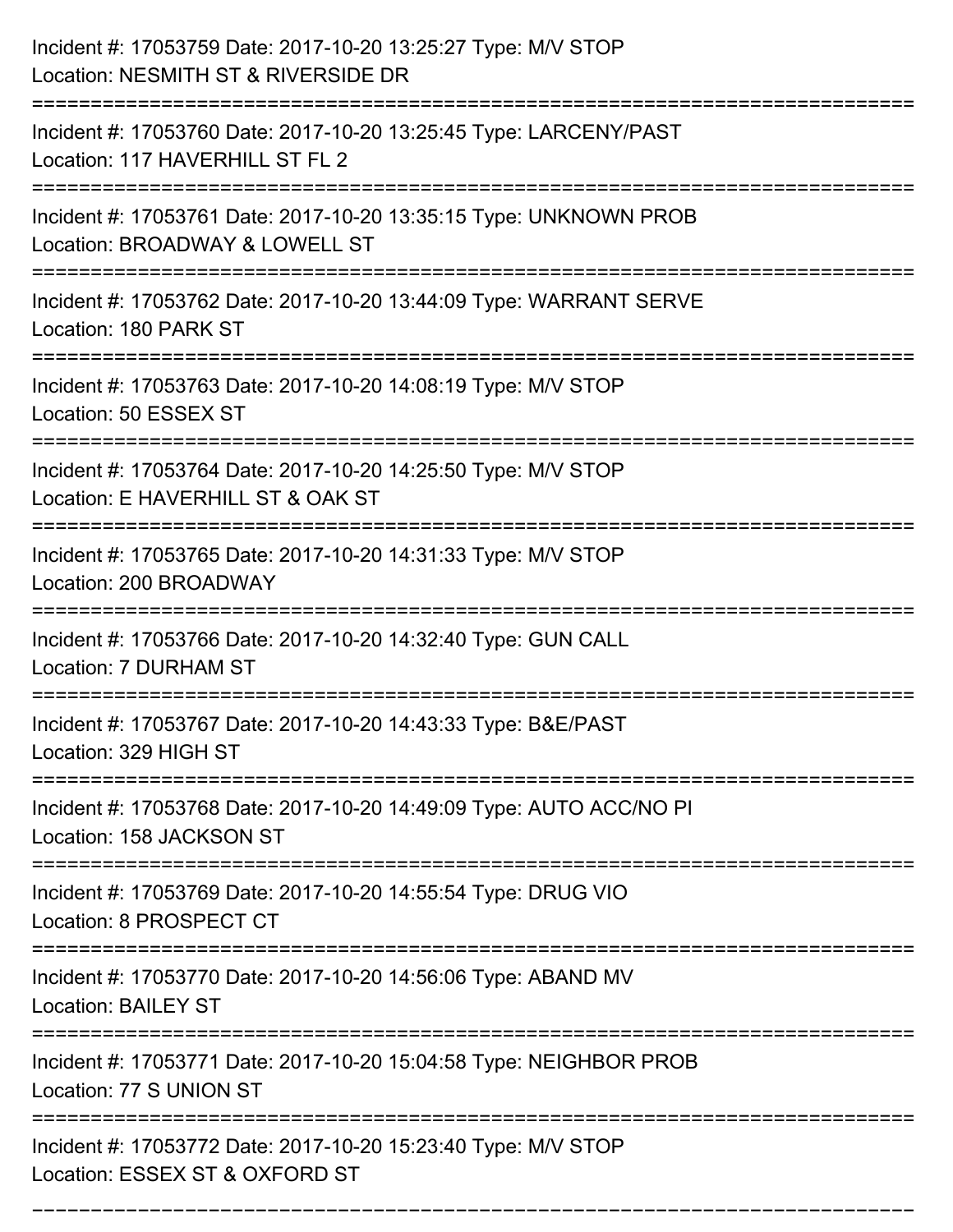Incident #: 17053759 Date: 2017-10-20 13:25:27 Type: M/V STOP
Location: NESMITH ST & RIVERSIDE DR

===========================================================================

Incident #: 17053760 Date: 2017-10-20 13:25:45 Type: LARCENY/PAST
Location: 117 HAVERHILL ST FL 2

===========================================================================

Incident #: 17053761 Date: 2017-10-20 13:35:15 Type: UNKNOWN PROB
Location: BROADWAY & LOWELL ST

===========================================================================

Incident #: 17053762 Date: 2017-10-20 13:44:09 Type: WARRANT SERVE
Location: 180 PARK ST

===========================================================================

Incident #: 17053763 Date: 2017-10-20 14:08:19 Type: M/V STOP
Location: 50 ESSEX ST

===========================================================================

Incident #: 17053764 Date: 2017-10-20 14:25:50 Type: M/V STOP
Location: E HAVERHILL ST & OAK ST

===========================================================================

Incident #: 17053765 Date: 2017-10-20 14:31:33 Type: M/V STOP
Location: 200 BROADWAY

===========================================================================

Incident #: 17053766 Date: 2017-10-20 14:32:40 Type: GUN CALL
Location: 7 DURHAM ST

===========================================================================

Incident #: 17053767 Date: 2017-10-20 14:43:33 Type: B&E/PAST
Location: 329 HIGH ST

===========================================================================

Incident #: 17053768 Date: 2017-10-20 14:49:09 Type: AUTO ACC/NO PI
Location: 158 JACKSON ST

===========================================================================

Incident #: 17053769 Date: 2017-10-20 14:55:54 Type: DRUG VIO
Location: 8 PROSPECT CT

===========================================================================

Incident #: 17053770 Date: 2017-10-20 14:56:06 Type: ABAND MV
Location: BAILEY ST

===========================================================================

Incident #: 17053771 Date: 2017-10-20 15:04:58 Type: NEIGHBOR PROB
Location: 77 S UNION ST

===========================================================================

Incident #: 17053772 Date: 2017-10-20 15:23:40 Type: M/V STOP
Location: ESSEX ST & OXFORD ST

===========================================================================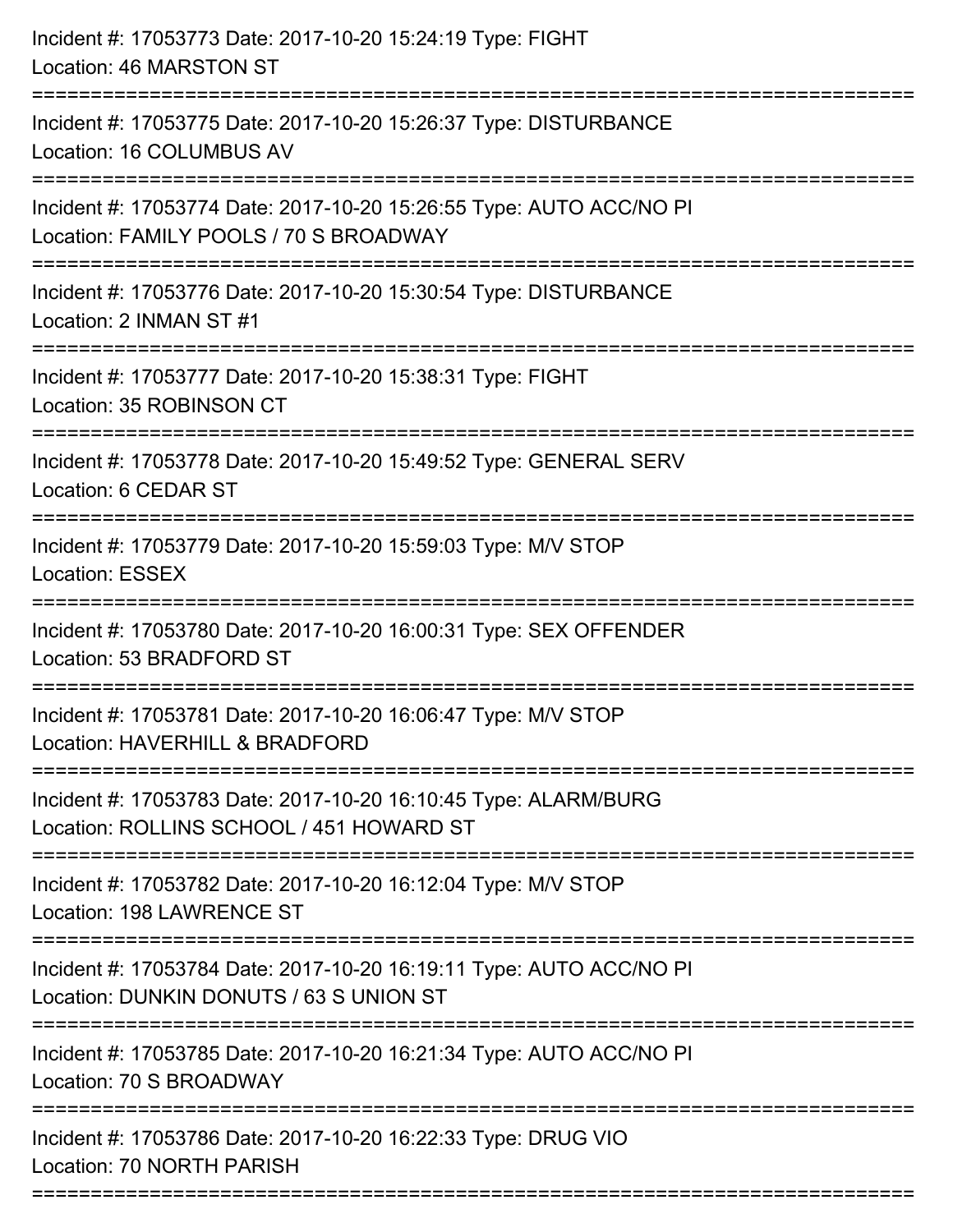Incident #: 17053773 Date: 2017-10-20 15:24:19 Type: FIGHT
Location: 46 MARSTON ST

===========================================================================

Incident #: 17053775 Date: 2017-10-20 15:26:37 Type: DISTURBANCE
Location: 16 COLUMBUS AV

===========================================================================

Incident #: 17053774 Date: 2017-10-20 15:26:55 Type: AUTO ACC/NO PI
Location: FAMILY POOLS / 70 S BROADWAY

===========================================================================

Incident #: 17053776 Date: 2017-10-20 15:30:54 Type: DISTURBANCE
Location: 2 INMAN ST #1

===========================================================================

Incident #: 17053777 Date: 2017-10-20 15:38:31 Type: FIGHT
Location: 35 ROBINSON CT

===========================================================================

Incident #: 17053778 Date: 2017-10-20 15:49:52 Type: GENERAL SERV
Location: 6 CEDAR ST

===========================================================================

Incident #: 17053779 Date: 2017-10-20 15:59:03 Type: M/V STOP
Location: ESSEX

===========================================================================

Incident #: 17053780 Date: 2017-10-20 16:00:31 Type: SEX OFFENDER
Location: 53 BRADFORD ST

===========================================================================

Incident #: 17053781 Date: 2017-10-20 16:06:47 Type: M/V STOP
Location: HAVERHILL & BRADFORD

===========================================================================

Incident #: 17053783 Date: 2017-10-20 16:10:45 Type: ALARM/BURG
Location: ROLLINS SCHOOL / 451 HOWARD ST

===========================================================================

Incident #: 17053782 Date: 2017-10-20 16:12:04 Type: M/V STOP
Location: 198 LAWRENCE ST

===========================================================================

Incident #: 17053784 Date: 2017-10-20 16:19:11 Type: AUTO ACC/NO PI
Location: DUNKIN DONUTS / 63 S UNION ST

===========================================================================

Incident #: 17053785 Date: 2017-10-20 16:21:34 Type: AUTO ACC/NO PI
Location: 70 S BROADWAY

===========================================================================

Incident #: 17053786 Date: 2017-10-20 16:22:33 Type: DRUG VIO
Location: 70 NORTH PARISH

===========================================================================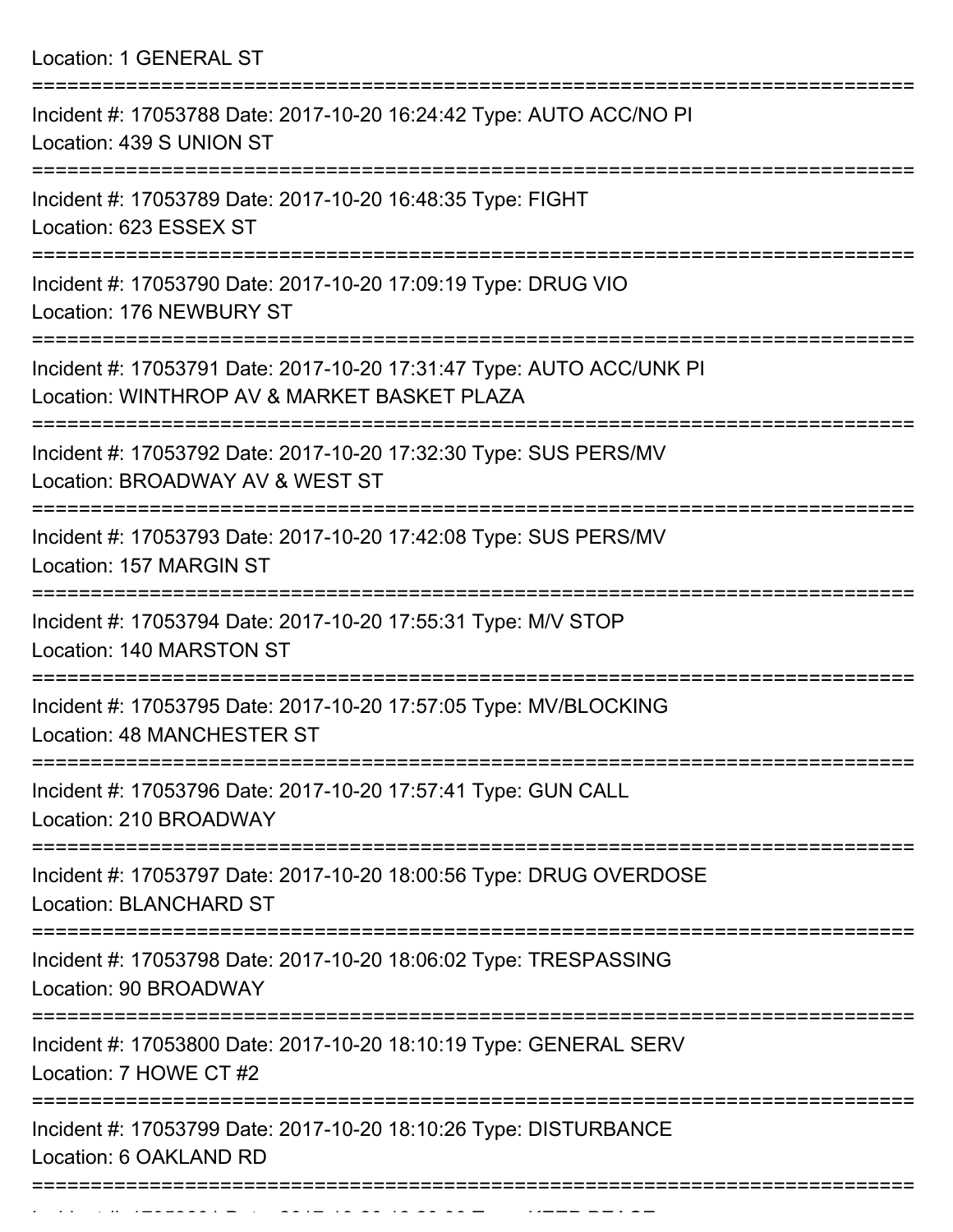Location: 1 GENERAL ST

===========================================================================

Incident #: 17053788 Date: 2017-10-20 16:24:42 Type: AUTO ACC/NO PI
Location: 439 S UNION ST

===========================================================================

Incident #: 17053789 Date: 2017-10-20 16:48:35 Type: FIGHT
Location: 623 ESSEX ST

===========================================================================

Incident #: 17053790 Date: 2017-10-20 17:09:19 Type: DRUG VIO
Location: 176 NEWBURY ST

===========================================================================

Incident #: 17053791 Date: 2017-10-20 17:31:47 Type: AUTO ACC/UNK PI
Location: WINTHROP AV & MARKET BASKET PLAZA

===========================================================================

Incident #: 17053792 Date: 2017-10-20 17:32:30 Type: SUS PERS/MV
Location: BROADWAY AV & WEST ST

===========================================================================

Incident #: 17053793 Date: 2017-10-20 17:42:08 Type: SUS PERS/MV
Location: 157 MARGIN ST

===========================================================================

Incident #: 17053794 Date: 2017-10-20 17:55:31 Type: M/V STOP
Location: 140 MARSTON ST

===========================================================================

Incident #: 17053795 Date: 2017-10-20 17:57:05 Type: MV/BLOCKING
Location: 48 MANCHESTER ST

===========================================================================

Incident #: 17053796 Date: 2017-10-20 17:57:41 Type: GUN CALL
Location: 210 BROADWAY

===========================================================================

Incident #: 17053797 Date: 2017-10-20 18:00:56 Type: DRUG OVERDOSE
Location: BLANCHARD ST

===========================================================================

Incident #: 17053798 Date: 2017-10-20 18:06:02 Type: TRESPASSING
Location: 90 BROADWAY

===========================================================================

Incident #: 17053800 Date: 2017-10-20 18:10:19 Type: GENERAL SERV
Location: 7 HOWE CT #2

===========================================================================

Incident #: 17053799 Date: 2017-10-20 18:10:26 Type: DISTURBANCE
Location: 6 OAKLAND RD

===========================================================================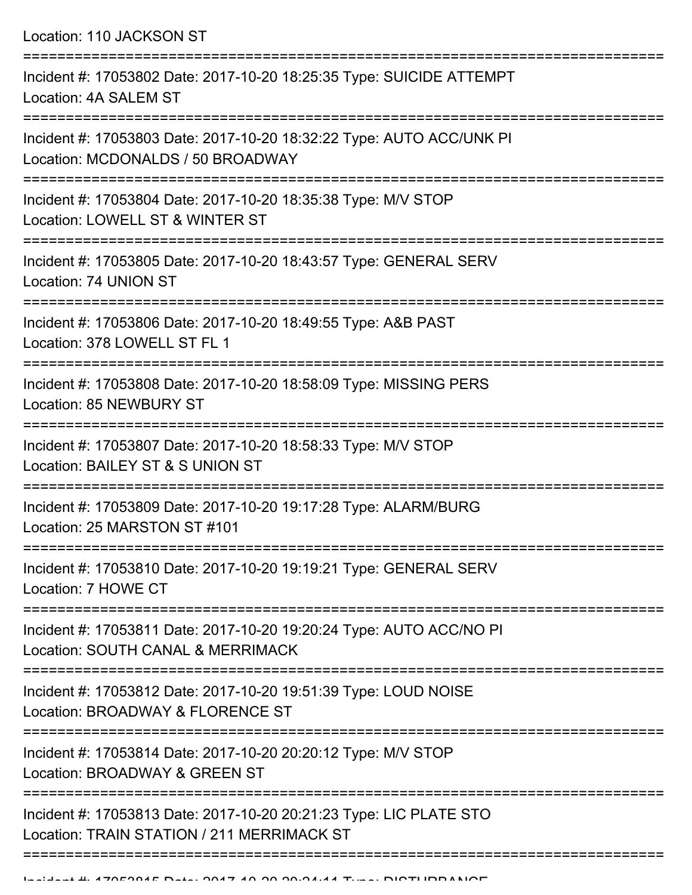Location: 110 JACKSON ST

===========================================================================

Incident #: 17053802 Date: 2017-10-20 18:25:35 Type: SUICIDE ATTEMPT
Location: 4A SALEM ST

===========================================================================

Incident #: 17053803 Date: 2017-10-20 18:32:22 Type: AUTO ACC/UNK PI
Location: MCDONALDS / 50 BROADWAY

===========================================================================

Incident #: 17053804 Date: 2017-10-20 18:35:38 Type: M/V STOP
Location: LOWELL ST & WINTER ST

===========================================================================

Incident #: 17053805 Date: 2017-10-20 18:43:57 Type: GENERAL SERV
Location: 74 UNION ST

===========================================================================

Incident #: 17053806 Date: 2017-10-20 18:49:55 Type: A&B PAST
Location: 378 LOWELL ST FL 1

===========================================================================

Incident #: 17053808 Date: 2017-10-20 18:58:09 Type: MISSING PERS
Location: 85 NEWBURY ST

===========================================================================

Incident #: 17053807 Date: 2017-10-20 18:58:33 Type: M/V STOP
Location: BAILEY ST & S UNION ST

===========================================================================

Incident #: 17053809 Date: 2017-10-20 19:17:28 Type: ALARM/BURG
Location: 25 MARSTON ST #101

===========================================================================

Incident #: 17053810 Date: 2017-10-20 19:19:21 Type: GENERAL SERV
Location: 7 HOWE CT

===========================================================================

Incident #: 17053811 Date: 2017-10-20 19:20:24 Type: AUTO ACC/NO PI
Location: SOUTH CANAL & MERRIMACK

===========================================================================

Incident #: 17053812 Date: 2017-10-20 19:51:39 Type: LOUD NOISE
Location: BROADWAY & FLORENCE ST

===========================================================================

Incident #: 17053814 Date: 2017-10-20 20:20:12 Type: M/V STOP
Location: BROADWAY & GREEN ST

===========================================================================

Incident #: 17053813 Date: 2017-10-20 20:21:23 Type: LIC PLATE STO
Location: TRAIN STATION / 211 MERRIMACK ST

===========================================================================

Incident #: 17053815 Date: 2017-10-20 20:24:11 Type: DISTURBANCE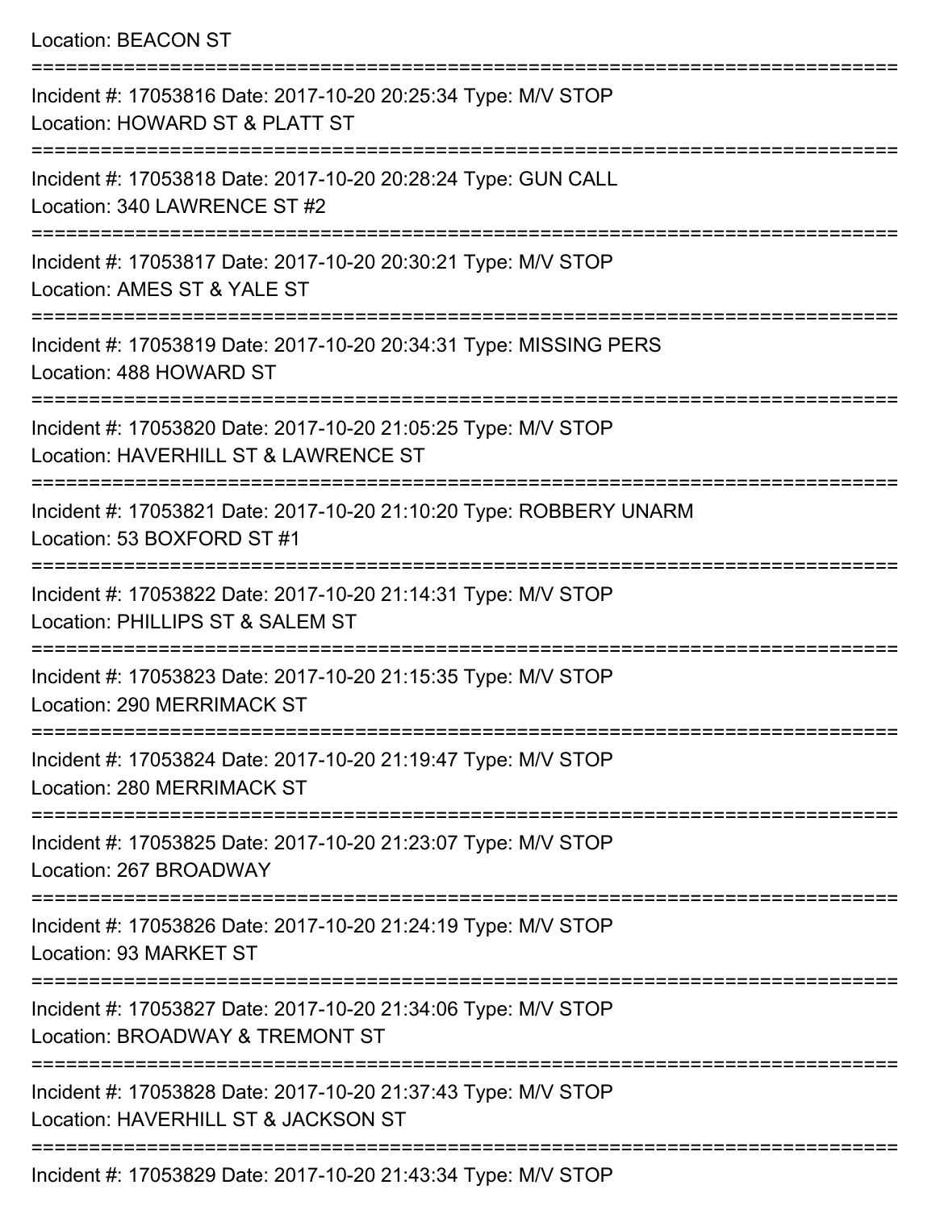Location: BEACON ST

===========================================================================

Incident #: 17053816 Date: 2017-10-20 20:25:34 Type: M/V STOP
Location: HOWARD ST & PLATT ST

===========================================================================

Incident #: 17053818 Date: 2017-10-20 20:28:24 Type: GUN CALL
Location: 340 LAWRENCE ST #2

===========================================================================

Incident #: 17053817 Date: 2017-10-20 20:30:21 Type: M/V STOP
Location: AMES ST & YALE ST

===========================================================================

Incident #: 17053819 Date: 2017-10-20 20:34:31 Type: MISSING PERS
Location: 488 HOWARD ST

===========================================================================

Incident #: 17053820 Date: 2017-10-20 21:05:25 Type: M/V STOP
Location: HAVERHILL ST & LAWRENCE ST

===========================================================================

Incident #: 17053821 Date: 2017-10-20 21:10:20 Type: ROBBERY UNARM
Location: 53 BOXFORD ST #1

===========================================================================

Incident #: 17053822 Date: 2017-10-20 21:14:31 Type: M/V STOP
Location: PHILLIPS ST & SALEM ST

===========================================================================

Incident #: 17053823 Date: 2017-10-20 21:15:35 Type: M/V STOP
Location: 290 MERRIMACK ST

===========================================================================

Incident #: 17053824 Date: 2017-10-20 21:19:47 Type: M/V STOP
Location: 280 MERRIMACK ST

===========================================================================

Incident #: 17053825 Date: 2017-10-20 21:23:07 Type: M/V STOP
Location: 267 BROADWAY

===========================================================================

Incident #: 17053826 Date: 2017-10-20 21:24:19 Type: M/V STOP
Location: 93 MARKET ST

===========================================================================

Incident #: 17053827 Date: 2017-10-20 21:34:06 Type: M/V STOP
Location: BROADWAY & TREMONT ST

===========================================================================

Incident #: 17053828 Date: 2017-10-20 21:37:43 Type: M/V STOP
Location: HAVERHILL ST & JACKSON ST

===========================================================================

Incident #: 17053829 Date: 2017-10-20 21:43:34 Type: M/V STOP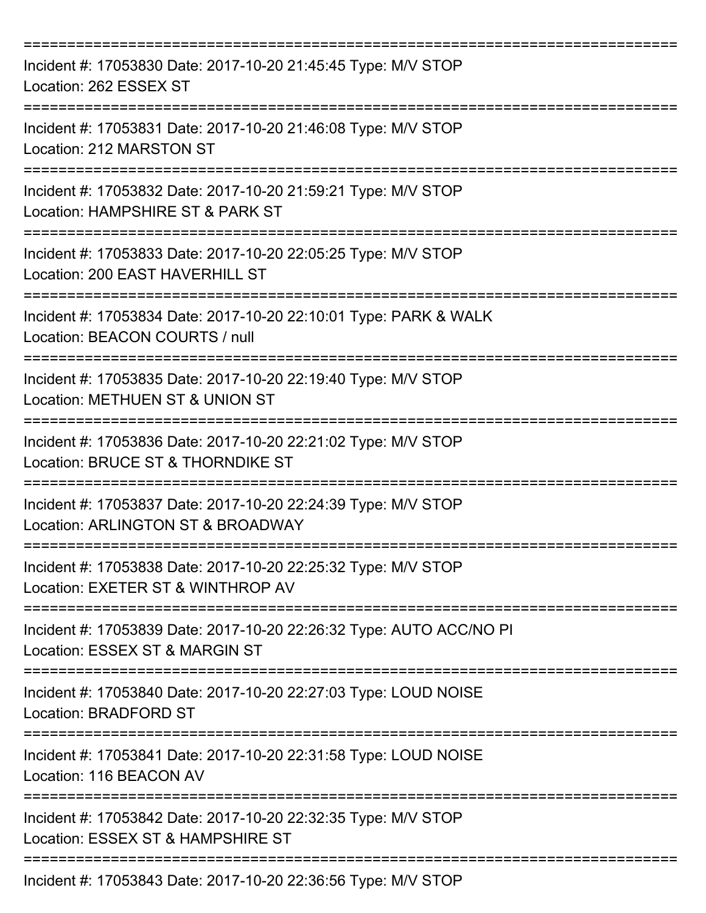===========================================================================

Incident #: 17053830 Date: 2017-10-20 21:45:45 Type: M/V STOP
Location: 262 ESSEX ST

===========================================================================

Incident #: 17053831 Date: 2017-10-20 21:46:08 Type: M/V STOP
Location: 212 MARSTON ST

===========================================================================

Incident #: 17053832 Date: 2017-10-20 21:59:21 Type: M/V STOP
Location: HAMPSHIRE ST & PARK ST

===========================================================================

Incident #: 17053833 Date: 2017-10-20 22:05:25 Type: M/V STOP
Location: 200 EAST HAVERHILL ST

===========================================================================

Incident #: 17053834 Date: 2017-10-20 22:10:01 Type: PARK & WALK
Location: BEACON COURTS / null

===========================================================================

Incident #: 17053835 Date: 2017-10-20 22:19:40 Type: M/V STOP
Location: METHUEN ST & UNION ST

===========================================================================

Incident #: 17053836 Date: 2017-10-20 22:21:02 Type: M/V STOP
Location: BRUCE ST & THORNDIKE ST

===========================================================================

Incident #: 17053837 Date: 2017-10-20 22:24:39 Type: M/V STOP
Location: ARLINGTON ST & BROADWAY

===========================================================================

Incident #: 17053838 Date: 2017-10-20 22:25:32 Type: M/V STOP
Location: EXETER ST & WINTHROP AV

===========================================================================

Incident #: 17053839 Date: 2017-10-20 22:26:32 Type: AUTO ACC/NO PI
Location: ESSEX ST & MARGIN ST

===========================================================================

Incident #: 17053840 Date: 2017-10-20 22:27:03 Type: LOUD NOISE
Location: BRADFORD ST

===========================================================================

Incident #: 17053841 Date: 2017-10-20 22:31:58 Type: LOUD NOISE
Location: 116 BEACON AV

===========================================================================

Incident #: 17053842 Date: 2017-10-20 22:32:35 Type: M/V STOP
Location: ESSEX ST & HAMPSHIRE ST

===========================================================================

Incident #: 17053843 Date: 2017-10-20 22:36:56 Type: M/V STOP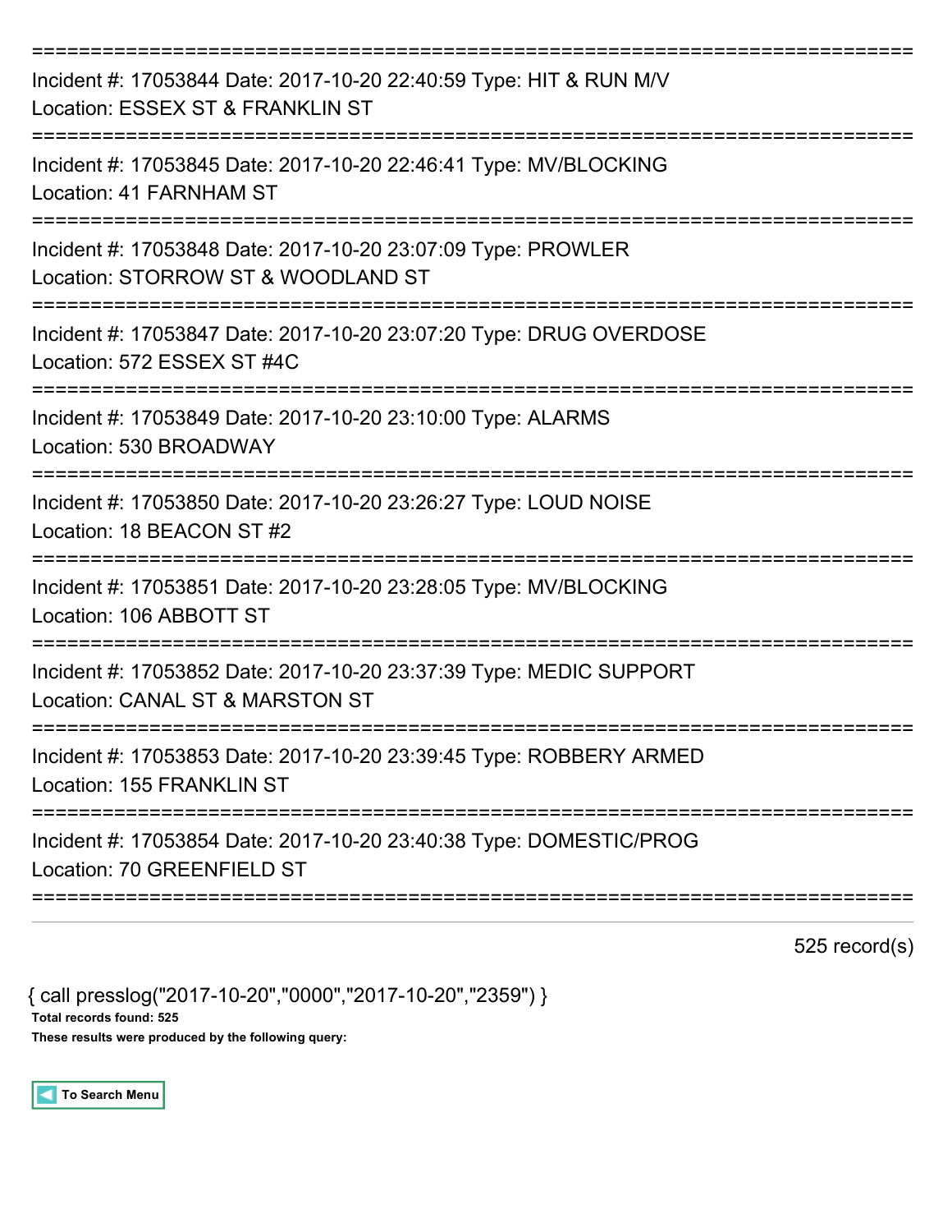===========================================================================

Incident #: 17053844 Date: 2017-10-20 22:40:59 Type: HIT & RUN M/V
Location: ESSEX ST & FRANKLIN ST

===========================================================================

Incident #: 17053845 Date: 2017-10-20 22:46:41 Type: MV/BLOCKING
Location: 41 FARNHAM ST

===========================================================================

Incident #: 17053848 Date: 2017-10-20 23:07:09 Type: PROWLER
Location: STORROW ST & WOODLAND ST

===========================================================================

Incident #: 17053847 Date: 2017-10-20 23:07:20 Type: DRUG OVERDOSE
Location: 572 ESSEX ST #4C

===========================================================================

Incident #: 17053849 Date: 2017-10-20 23:10:00 Type: ALARMS
Location: 530 BROADWAY

===========================================================================

Incident #: 17053850 Date: 2017-10-20 23:26:27 Type: LOUD NOISE
Location: 18 BEACON ST #2

===========================================================================

Incident #: 17053851 Date: 2017-10-20 23:28:05 Type: MV/BLOCKING
Location: 106 ABBOTT ST

===========================================================================

Incident #: 17053852 Date: 2017-10-20 23:37:39 Type: MEDIC SUPPORT
Location: CANAL ST & MARSTON ST

===========================================================================

Incident #: 17053853 Date: 2017-10-20 23:39:45 Type: ROBBERY ARMED
Location: 155 FRANKLIN ST

===========================================================================

Incident #: 17053854 Date: 2017-10-20 23:40:38 Type: DOMESTIC/PROG
Location: 70 GREENFIELD ST

===========================================================================

525 record(s)

{ call presslog("2017-10-20","0000","2017-10-20","2359") }

**Total records found: 525**

**These results were produced by the following query:**

To Search Menu